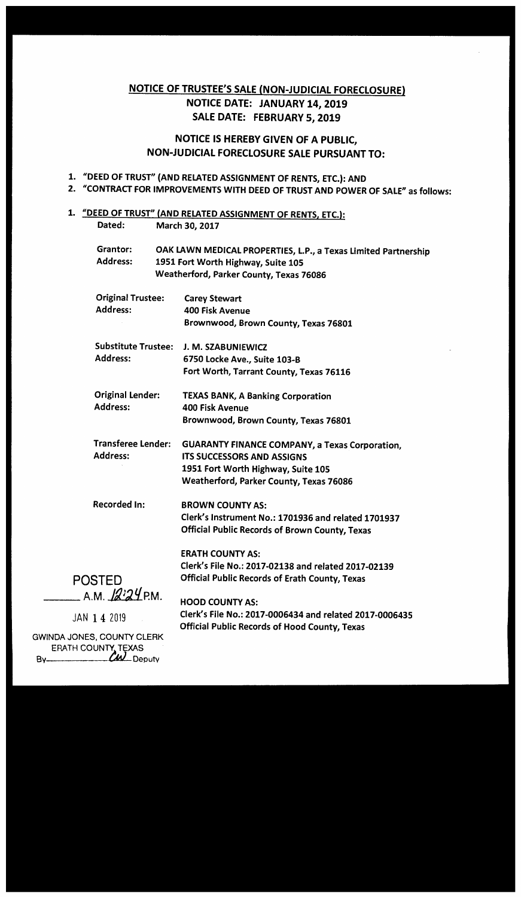## NOTICE OF TRUSTEE'S SALE (NON-JUDICIAL FORECLOSURE)

**NOTICE DATE: JANUARY 14, 2019**

**SALE DATE: FEBRUARY 5, 2019**

## NOTICE IS HEREBY GIVEN OF A PUBLIC, NON-JUDICIAL FORECLOSURE SALE PURSUANT TO:

1. **"DEED OF TRUST" (AND RELATED ASSIGNMENT OF RENTS, ETC.): AND**
2. **"CONTRACT FOR IMPROVEMENTS WITH DEED OF TRUST AND POWER OF SALE" as follows:**

1. **"DEED OF TRUST" (AND RELATED ASSIGNMENT OF RENTS, ETC.):**

**Dated:** March 30, 2017

**Grantor:** OAK LAWN MEDICAL PROPERTIES, L.P., a Texas Limited Partnership
**Address:** 1951 Fort Worth Highway, Suite 105
Weatherford, Parker County, Texas 76086

**Original Trustee:** Carey Stewart
**Address:** 400 Fisk Avenue
Brownwood, Brown County, Texas 76801

**Substitute Trustee:** J. M. SZABUNIEWICZ
**Address:** 6750 Locke Ave., Suite 103-B
Fort Worth, Tarrant County, Texas 76116

**Original Lender:** TEXAS BANK, A Banking Corporation
**Address:** 400 Fisk Avenue
Brownwood, Brown County, Texas 76801

**Transferee Lender:** GUARANTY FINANCE COMPANY, a Texas Corporation, ITS SUCCESSORS AND ASSIGNS
**Address:** 1951 Fort Worth Highway, Suite 105
Weatherford, Parker County, Texas 76086

**Recorded In:** BROWN COUNTY AS:
Clerk's Instrument No.: 1701936 and related 1701937
Official Public Records of Brown County, Texas

ERATH COUNTY AS:
Clerk's File No.: 2017-02138 and related 2017-02139
Official Public Records of Erath County, Texas

HOOD COUNTY AS:
Clerk's File No.: 2017-0006434 and related 2017-0006435
Official Public Records of Hood County, Texas

POSTED
_____ A.M. 12:24 P.M.
JAN 14 2019
GWINDA JONES, COUNTY CLERK
ERATH COUNTY, TEXAS
By_____ CW Deputy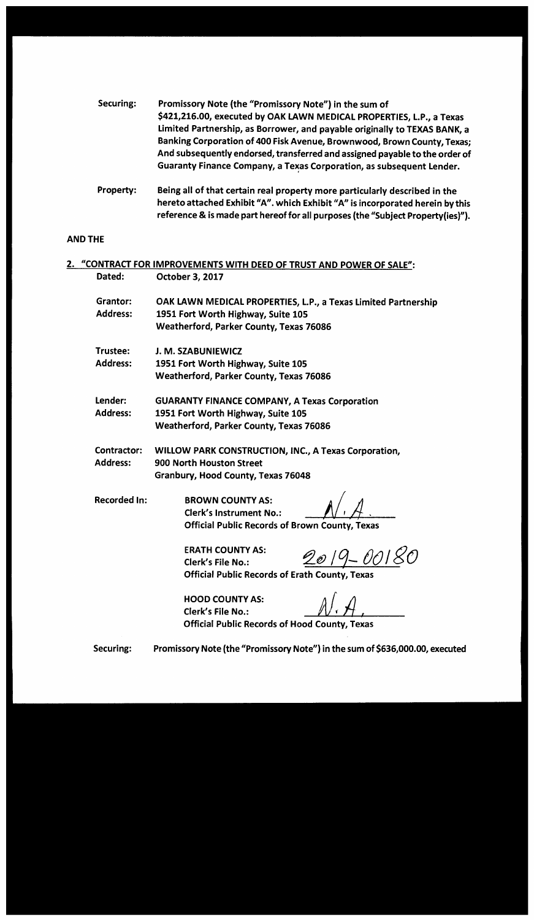**Securing:** Promissory Note (the "Promissory Note") in the sum of $421,216.00, executed by OAK LAWN MEDICAL PROPERTIES, L.P., a Texas Limited Partnership, as Borrower, and payable originally to TEXAS BANK, a Banking Corporation of 400 Fisk Avenue, Brownwood, Brown County, Texas; And subsequently endorsed, transferred and assigned payable to the order of Guaranty Finance Company, a Texas Corporation, as subsequent Lender.

**Property:** Being all of that certain real property more particularly described in the hereto attached Exhibit "A". which Exhibit "A" is incorporated herein by this reference & is made part hereof for all purposes (the "Subject Property(ies)").

**AND THE**

**2. "CONTRACT FOR IMPROVEMENTS WITH DEED OF TRUST AND POWER OF SALE":**

**Dated:** October 3, 2017

**Grantor:** OAK LAWN MEDICAL PROPERTIES, L.P., a Texas Limited Partnership
**Address:** 1951 Fort Worth Highway, Suite 105
Weatherford, Parker County, Texas 76086

**Trustee:** J. M. SZABUNIEWICZ
**Address:** 1951 Fort Worth Highway, Suite 105
Weatherford, Parker County, Texas 76086

**Lender:** GUARANTY FINANCE COMPANY, A Texas Corporation
**Address:** 1951 Fort Worth Highway, Suite 105
Weatherford, Parker County, Texas 76086

**Contractor:** WILLOW PARK CONSTRUCTION, INC., A Texas Corporation,
**Address:** 900 North Houston Street
Granbury, Hood County, Texas 76048

**Recorded In:**

BROWN COUNTY AS:
Clerk's Instrument No.: N.A.
Official Public Records of Brown County, Texas

ERATH COUNTY AS:
Clerk's File No.: 2019-00180
Official Public Records of Erath County, Texas

HOOD COUNTY AS:
Clerk's File No.: N.A.
Official Public Records of Hood County, Texas

**Securing:** Promissory Note (the "Promissory Note") in the sum of $636,000.00, executed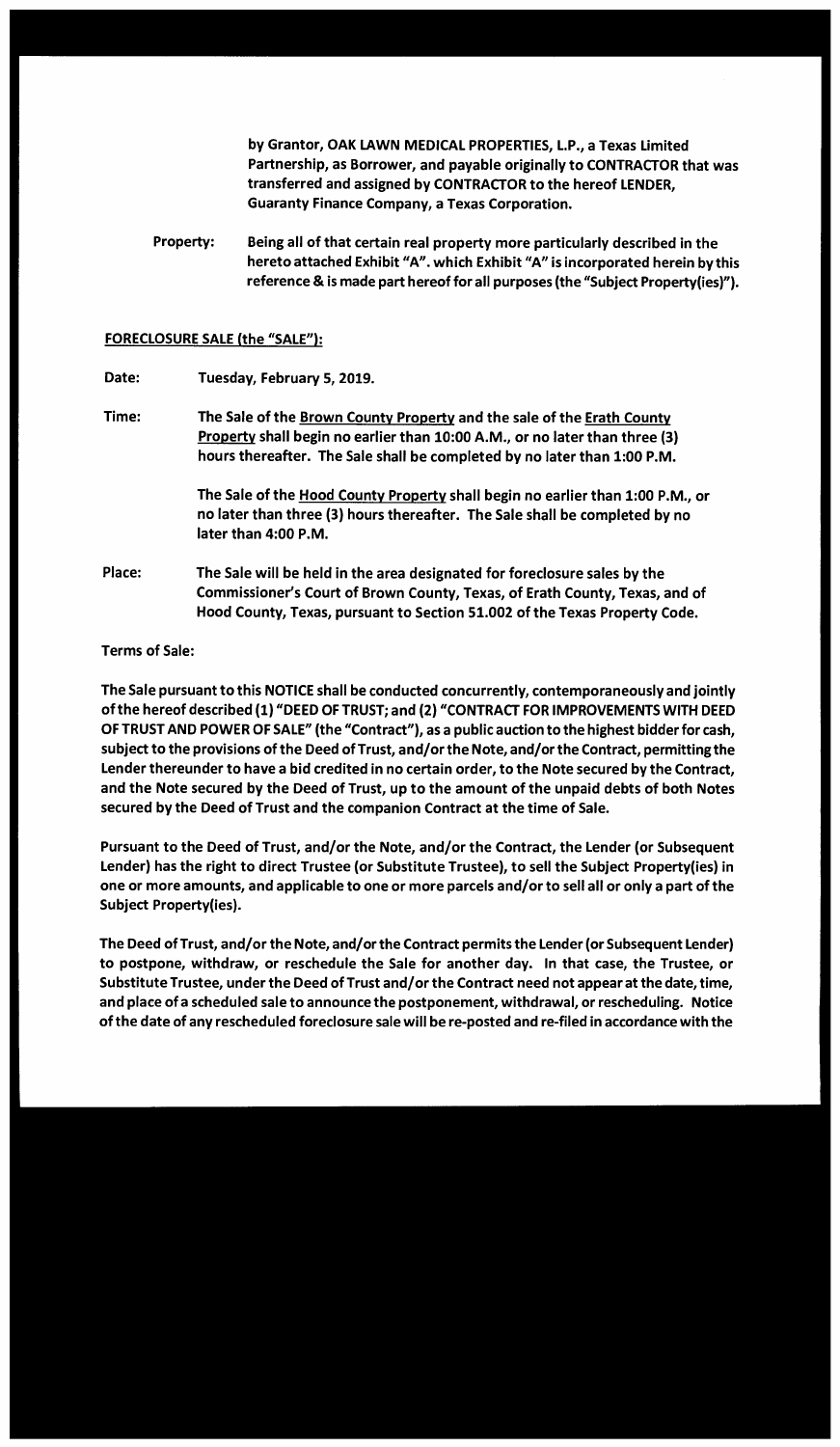**by Grantor, OAK LAWN MEDICAL PROPERTIES, L.P., a Texas Limited Partnership, as Borrower, and payable originally to CONTRACTOR that was transferred and assigned by CONTRACTOR to the hereof LENDER, Guaranty Finance Company, a Texas Corporation.**

**Property:** **Being all of that certain real property more particularly described in the hereto attached Exhibit "A". which Exhibit "A" is incorporated herein by this reference & is made part hereof for all purposes (the "Subject Property(ies)").**

**<u>FORECLOSURE SALE (the "SALE")</u>:**

**Date:** **Tuesday, February 5, 2019.**

**Time:** **The Sale of the <u>Brown County Property</u> and the sale of the <u>Erath County Property</u> shall begin no earlier than 10:00 A.M., or no later than three (3) hours thereafter. The Sale shall be completed by no later than 1:00 P.M.**

**The Sale of the <u>Hood County Property</u> shall begin no earlier than 1:00 P.M., or no later than three (3) hours thereafter. The Sale shall be completed by no later than 4:00 P.M.**

**Place:** **The Sale will be held in the area designated for foreclosure sales by the Commissioner's Court of Brown County, Texas, of Erath County, Texas, and of Hood County, Texas, pursuant to Section 51.002 of the Texas Property Code.**

**Terms of Sale:**

**The Sale pursuant to this NOTICE shall be conducted concurrently, contemporaneously and jointly of the hereof described (1) "DEED OF TRUST; and (2) "CONTRACT FOR IMPROVEMENTS WITH DEED OF TRUST AND POWER OF SALE" (the "Contract"), as a public auction to the highest bidder for cash, subject to the provisions of the Deed of Trust, and/or the Note, and/or the Contract, permitting the Lender thereunder to have a bid credited in no certain order, to the Note secured by the Contract, and the Note secured by the Deed of Trust, up to the amount of the unpaid debts of both Notes secured by the Deed of Trust and the companion Contract at the time of Sale.**

**Pursuant to the Deed of Trust, and/or the Note, and/or the Contract, the Lender (or Subsequent Lender) has the right to direct Trustee (or Substitute Trustee), to sell the Subject Property(ies) in one or more amounts, and applicable to one or more parcels and/or to sell all or only a part of the Subject Property(ies).**

**The Deed of Trust, and/or the Note, and/or the Contract permits the Lender (or Subsequent Lender) to postpone, withdraw, or reschedule the Sale for another day. In that case, the Trustee, or Substitute Trustee, under the Deed of Trust and/or the Contract need not appear at the date, time, and place of a scheduled sale to announce the postponement, withdrawal, or rescheduling. Notice of the date of any rescheduled foreclosure sale will be re-posted and re-filed in accordance with the**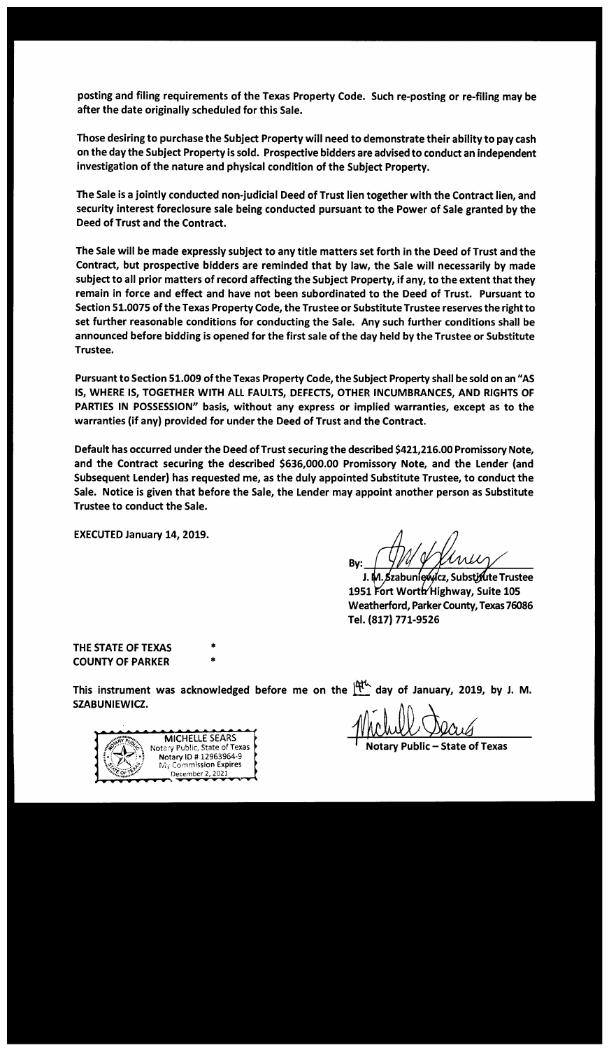**posting and filing requirements of the Texas Property Code. Such re-posting or re-filing may be after the date originally scheduled for this Sale.**

**Those desiring to purchase the Subject Property will need to demonstrate their ability to pay cash on the day the Subject Property is sold. Prospective bidders are advised to conduct an independent investigation of the nature and physical condition of the Subject Property.**

**The Sale is a jointly conducted non-judicial Deed of Trust lien together with the Contract lien, and security interest foreclosure sale being conducted pursuant to the Power of Sale granted by the Deed of Trust and the Contract.**

**The Sale will be made expressly subject to any title matters set forth in the Deed of Trust and the Contract, but prospective bidders are reminded that by law, the Sale will necessarily by made subject to all prior matters of record affecting the Subject Property, if any, to the extent that they remain in force and effect and have not been subordinated to the Deed of Trust. Pursuant to Section 51.0075 of the Texas Property Code, the Trustee or Substitute Trustee reserves the right to set further reasonable conditions for conducting the Sale. Any such further conditions shall be announced before bidding is opened for the first sale of the day held by the Trustee or Substitute Trustee.**

**Pursuant to Section 51.009 of the Texas Property Code, the Subject Property shall be sold on an "AS IS, WHERE IS, TOGETHER WITH ALL FAULTS, DEFECTS, OTHER INCUMBRANCES, AND RIGHTS OF PARTIES IN POSSESSION" basis, without any express or implied warranties, except as to the warranties (if any) provided for under the Deed of Trust and the Contract.**

**Default has occurred under the Deed of Trust securing the described $421,216.00 Promissory Note, and the Contract securing the described $636,000.00 Promissory Note, and the Lender (and Subsequent Lender) has requested me, as the duly appointed Substitute Trustee, to conduct the Sale. Notice is given that before the Sale, the Lender may appoint another person as Substitute Trustee to conduct the Sale.**

**EXECUTED January 14, 2019.**

**By:** ______________________
**J. M. Szabuniewicz, Substitute Trustee**
**1951 Fort Worth Highway, Suite 105**
**Weatherford, Parker County, Texas 76086**
**Tel. (817) 771-9526**

**THE STATE OF TEXAS** *
**COUNTY OF PARKER** *

**This instrument was acknowledged before me on the 14th day of January, 2019, by J. M. SZABUNIEWICZ.**

MICHELLE SEARS
Notary Public, State of Texas
Notary ID # 12963964-9
My Commission Expires
December 2, 2021

______________________
**Notary Public – State of Texas**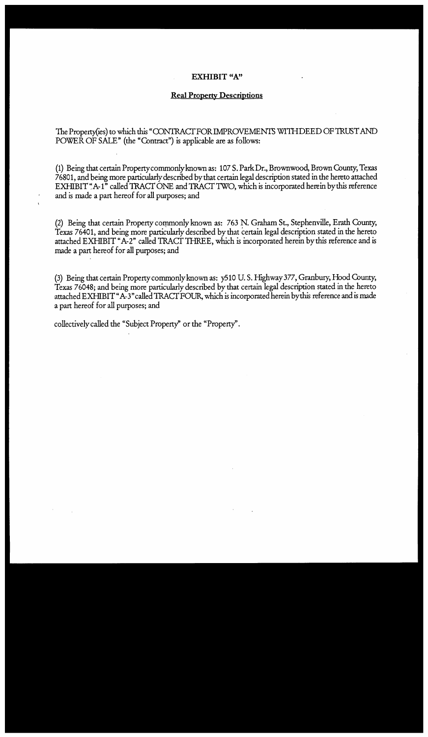**EXHIBIT "A"**

**Real Property Descriptions**

The Property(ies) to which this "CONTRACT FOR IMPROVEMENTS WITH DEED OF TRUST AND POWER OF SALE" (the "Contract") is applicable are as follows:

(1) Being that certain Property commonly known as: 107 S. Park Dr., Brownwood, Brown County, Texas 76801, and being more particularly described by that certain legal description stated in the hereto attached EXHIBIT "A-1" called TRACT ONE and TRACT TWO, which is incorporated herein by this reference and is made a part hereof for all purposes; and

(2) Being that certain Property commonly known as: 763 N. Graham St., Stephenville, Erath County, Texas 76401, and being more particularly described by that certain legal description stated in the hereto attached EXHIBIT "A-2" called TRACT THREE, which is incorporated herein by this reference and is made a part hereof for all purposes; and

(3) Being that certain Property commonly known as: y510 U. S. Highway 377, Granbury, Hood County, Texas 76048; and being more particularly described by that certain legal description stated in the hereto attached EXHIBIT "A-3" called TRACT FOUR, which is incorporated herein by this reference and is made a part hereof for all purposes; and

collectively called the "Subject Property" or the "Property".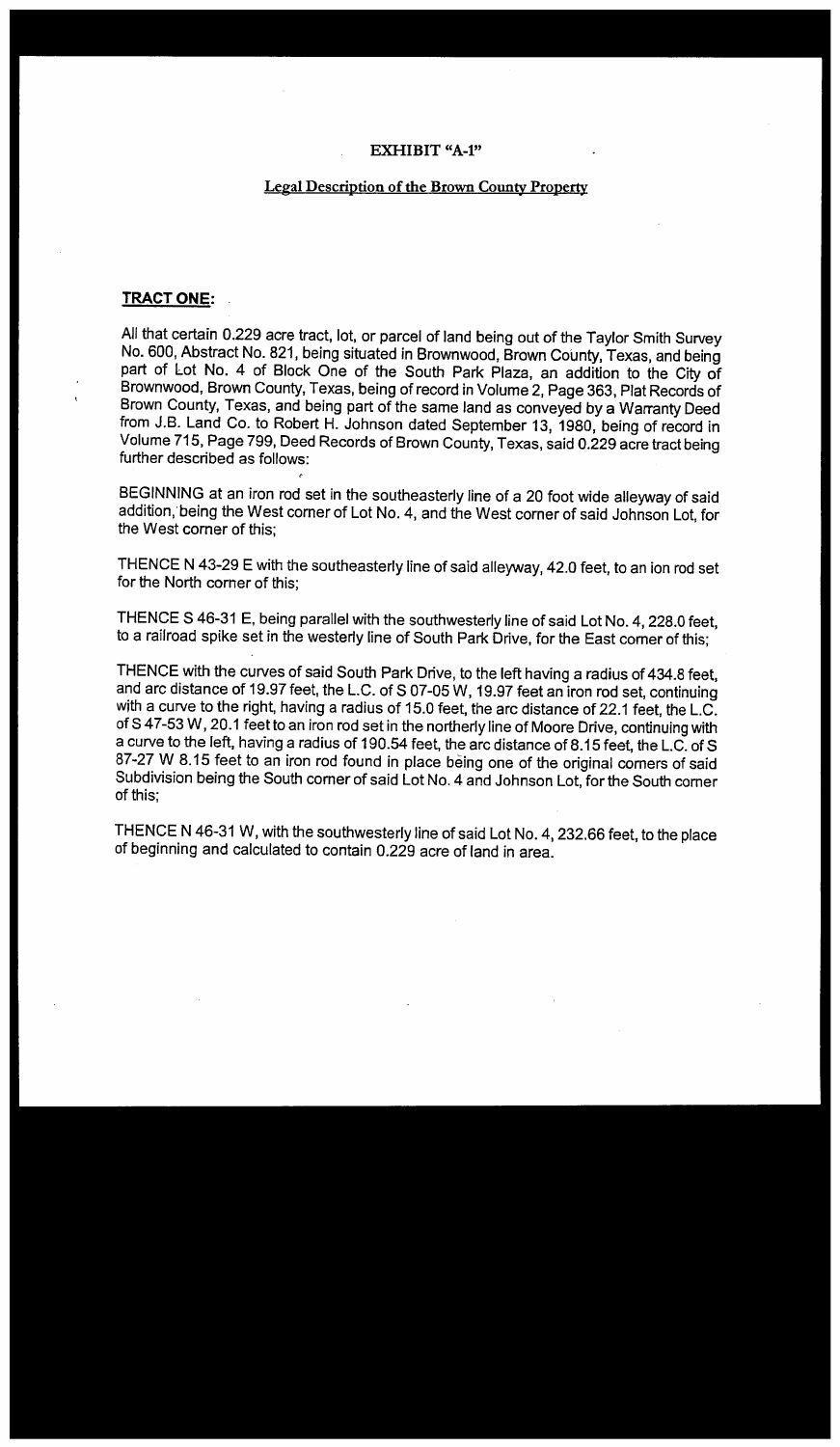# EXHIBIT "A-1"

## Legal Description of the Brown County Property

**TRACT ONE:**

All that certain 0.229 acre tract, lot, or parcel of land being out of the Taylor Smith Survey No. 600, Abstract No. 821, being situated in Brownwood, Brown County, Texas, and being part of Lot No. 4 of Block One of the South Park Plaza, an addition to the City of Brownwood, Brown County, Texas, being of record in Volume 2, Page 363, Plat Records of Brown County, Texas, and being part of the same land as conveyed by a Warranty Deed from J.B. Land Co. to Robert H. Johnson dated September 13, 1980, being of record in Volume 715, Page 799, Deed Records of Brown County, Texas, said 0.229 acre tract being further described as follows:

BEGINNING at an iron rod set in the southeasterly line of a 20 foot wide alleyway of said addition, being the West corner of Lot No. 4, and the West corner of said Johnson Lot, for the West corner of this;

THENCE N 43-29 E with the southeasterly line of said alleyway, 42.0 feet, to an ion rod set for the North corner of this;

THENCE S 46-31 E, being parallel with the southwesterly line of said Lot No. 4, 228.0 feet, to a railroad spike set in the westerly line of South Park Drive, for the East corner of this;

THENCE with the curves of said South Park Drive, to the left having a radius of 434.8 feet, and arc distance of 19.97 feet, the L.C. of S 07-05 W, 19.97 feet an iron rod set, continuing with a curve to the right, having a radius of 15.0 feet, the arc distance of 22.1 feet, the L.C. of S 47-53 W, 20.1 feet to an iron rod set in the northerly line of Moore Drive, continuing with a curve to the left, having a radius of 190.54 feet, the arc distance of 8.15 feet, the L.C. of S 87-27 W 8.15 feet to an iron rod found in place being one of the original corners of said Subdivision being the South corner of said Lot No. 4 and Johnson Lot, for the South corner of this;

THENCE N 46-31 W, with the southwesterly line of said Lot No. 4, 232.66 feet, to the place of beginning and calculated to contain 0.229 acre of land in area.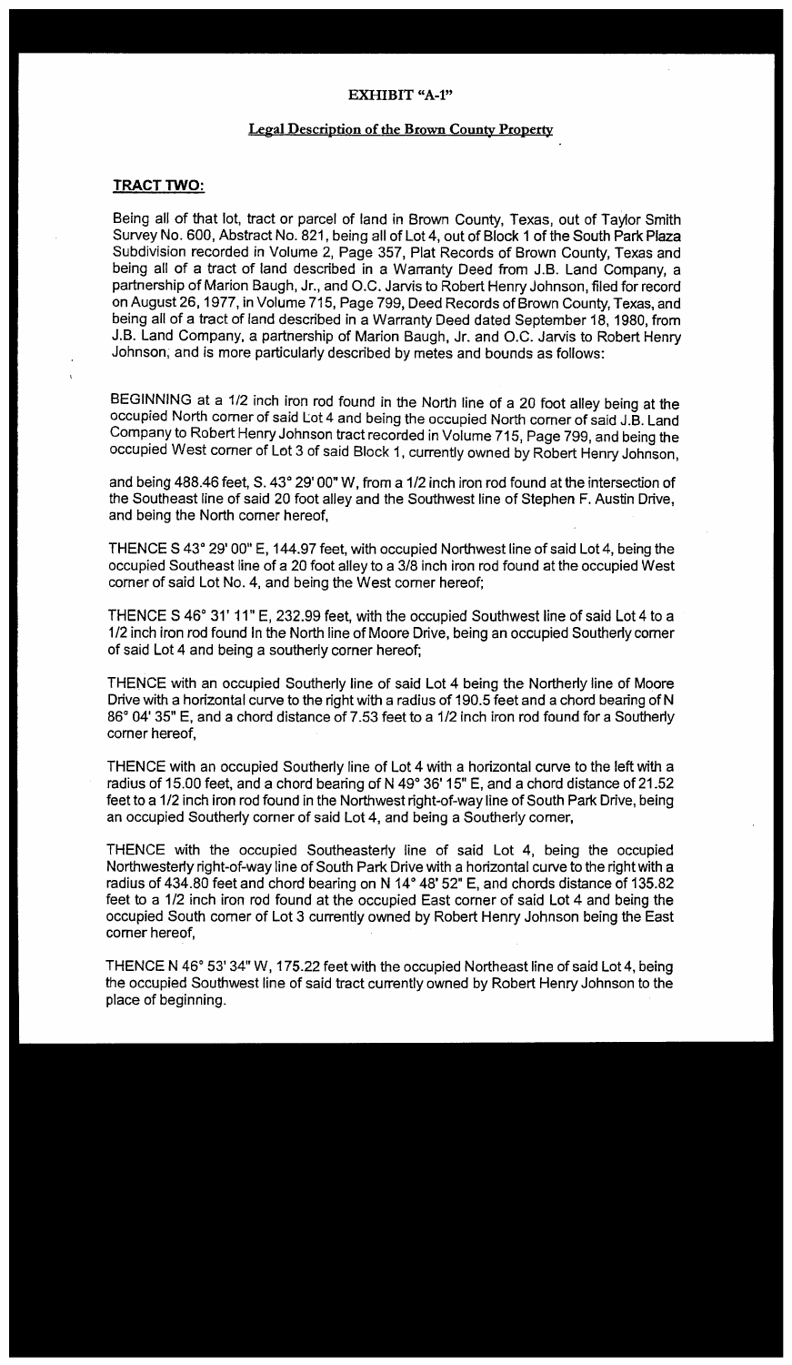EXHIBIT "A-1"

**Legal Description of the Brown County Property**

**TRACT TWO:**

Being all of that lot, tract or parcel of land in Brown County, Texas, out of Taylor Smith Survey No. 600, Abstract No. 821, being all of Lot 4, out of Block 1 of the South Park Plaza Subdivision recorded in Volume 2, Page 357, Plat Records of Brown County, Texas and being all of a tract of land described in a Warranty Deed from J.B. Land Company, a partnership of Marion Baugh, Jr., and O.C. Jarvis to Robert Henry Johnson, filed for record on August 26, 1977, in Volume 715, Page 799, Deed Records of Brown County, Texas, and being all of a tract of land described in a Warranty Deed dated September 18, 1980, from J.B. Land Company, a partnership of Marion Baugh, Jr. and O.C. Jarvis to Robert Henry Johnson, and is more particularly described by metes and bounds as follows:

BEGINNING at a 1/2 inch iron rod found in the North line of a 20 foot alley being at the occupied North corner of said Lot 4 and being the occupied North corner of said J.B. Land Company to Robert Henry Johnson tract recorded in Volume 715, Page 799, and being the occupied West corner of Lot 3 of said Block 1, currently owned by Robert Henry Johnson,

and being 488.46 feet, S. 43° 29' 00" W, from a 1/2 inch iron rod found at the intersection of the Southeast line of said 20 foot alley and the Southwest line of Stephen F. Austin Drive, and being the North corner hereof,

THENCE S 43° 29' 00" E, 144.97 feet, with occupied Northwest line of said Lot 4, being the occupied Southeast line of a 20 foot alley to a 3/8 inch iron rod found at the occupied West corner of said Lot No. 4, and being the West corner hereof;

THENCE S 46° 31' 11" E, 232.99 feet, with the occupied Southwest line of said Lot 4 to a 1/2 inch iron rod found In the North line of Moore Drive, being an occupied Southerly corner of said Lot 4 and being a southerly corner hereof;

THENCE with an occupied Southerly line of said Lot 4 being the Northerly line of Moore Drive with a horizontal curve to the right with a radius of 190.5 feet and a chord bearing of N 86° 04' 35" E, and a chord distance of 7.53 feet to a 1/2 inch iron rod found for a Southerly corner hereof,

THENCE with an occupied Southerly line of Lot 4 with a horizontal curve to the left with a radius of 15.00 feet, and a chord bearing of N 49° 36' 15" E, and a chord distance of 21.52 feet to a 1/2 inch iron rod found in the Northwest right-of-way line of South Park Drive, being an occupied Southerly corner of said Lot 4, and being a Southerly corner,

THENCE with the occupied Southeasterly line of said Lot 4, being the occupied Northwesterly right-of-way line of South Park Drive with a horizontal curve to the right with a radius of 434.80 feet and chord bearing on N 14° 48' 52" E, and chords distance of 135.82 feet to a 1/2 inch iron rod found at the occupied East corner of said Lot 4 and being the occupied South corner of Lot 3 currently owned by Robert Henry Johnson being the East corner hereof,

THENCE N 46° 53' 34" W, 175.22 feet with the occupied Northeast line of said Lot 4, being the occupied Southwest line of said tract currently owned by Robert Henry Johnson to the place of beginning.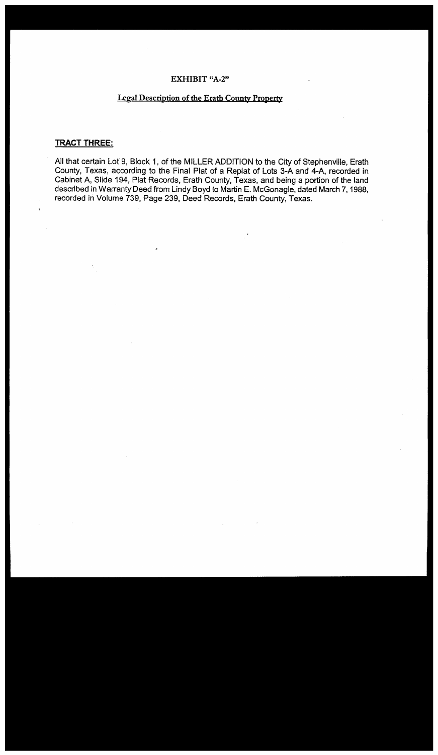# EXHIBIT "A-2"

## Legal Description of the Erath County Property

**TRACT THREE:**

All that certain Lot 9, Block 1, of the MILLER ADDITION to the City of Stephenville, Erath County, Texas, according to the Final Plat of a Replat of Lots 3-A and 4-A, recorded in Cabinet A, Slide 194, Plat Records, Erath County, Texas, and being a portion of the land described in Warranty Deed from Lindy Boyd to Martin E. McGonagle, dated March 7, 1988, recorded in Volume 739, Page 239, Deed Records, Erath County, Texas.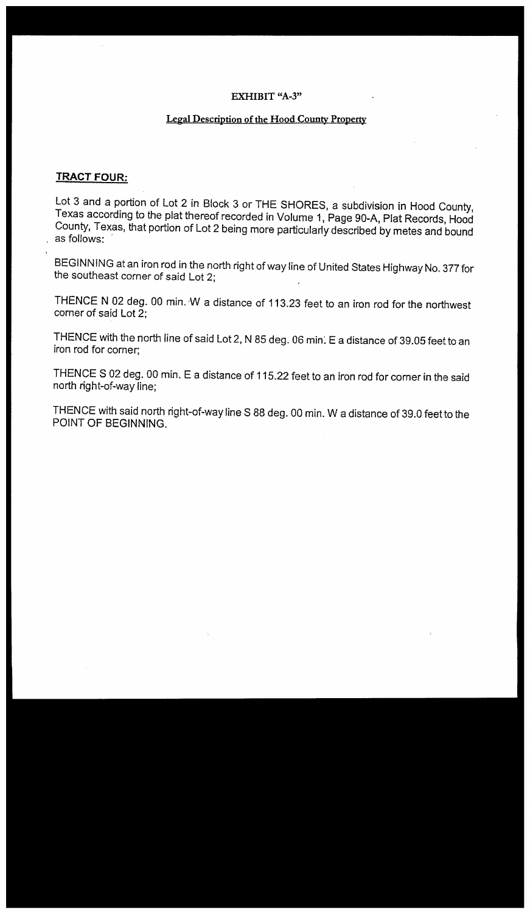# EXHIBIT "A-3"

## Legal Description of the Hood County Property

**TRACT FOUR:**

Lot 3 and a portion of Lot 2 in Block 3 or THE SHORES, a subdivision in Hood County, Texas according to the plat thereof recorded in Volume 1, Page 90-A, Plat Records, Hood County, Texas, that portion of Lot 2 being more particularly described by metes and bound as follows:

BEGINNING at an iron rod in the north right of way line of United States Highway No. 377 for the southeast corner of said Lot 2;

THENCE N 02 deg. 00 min. W a distance of 113.23 feet to an iron rod for the northwest corner of said Lot 2;

THENCE with the north line of said Lot 2, N 85 deg. 06 min. E a distance of 39.05 feet to an iron rod for corner;

THENCE S 02 deg. 00 min. E a distance of 115.22 feet to an iron rod for corner in the said north right-of-way line;

THENCE with said north right-of-way line S 88 deg. 00 min. W a distance of 39.0 feet to the POINT OF BEGINNING.